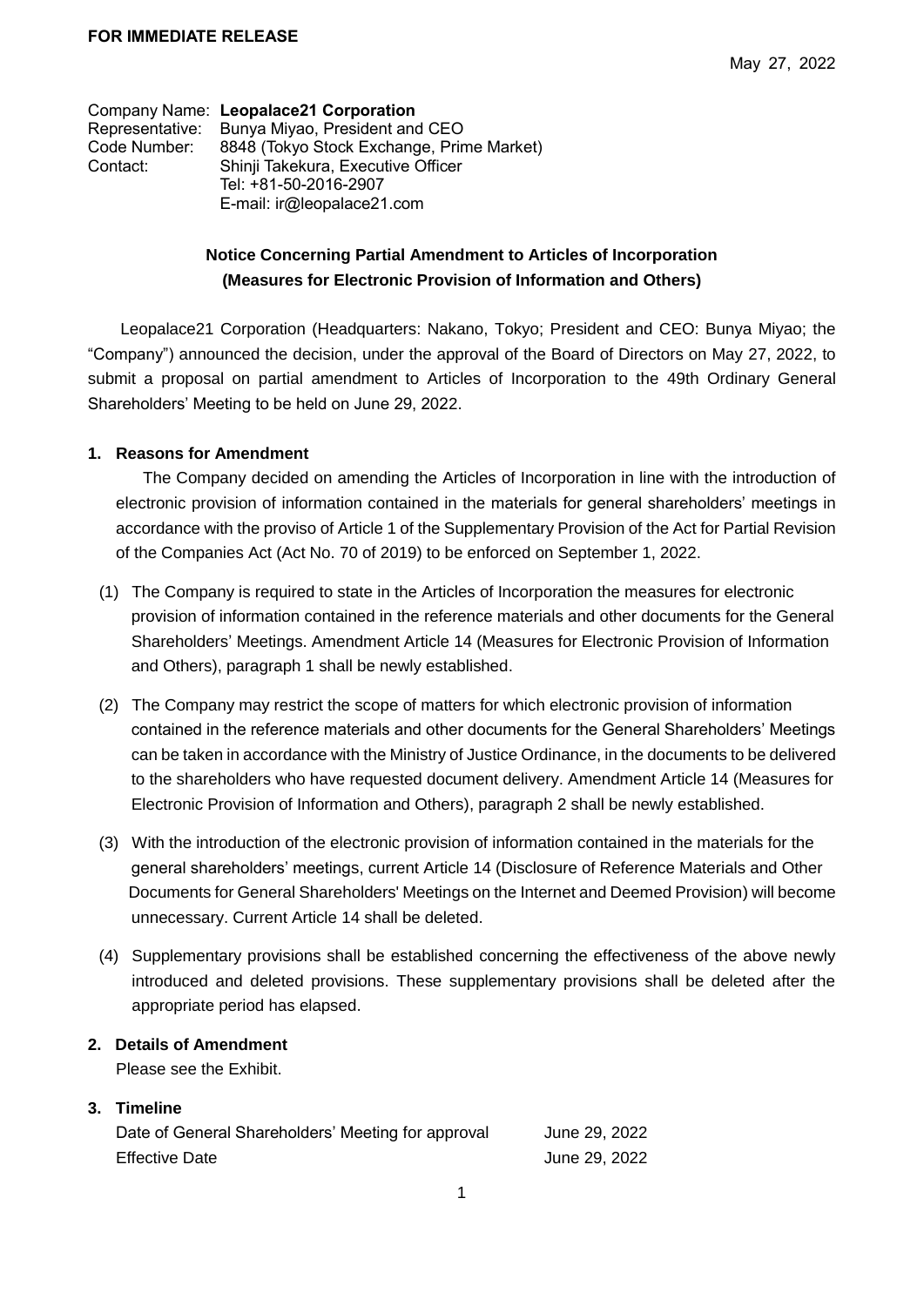**FOR IMMEDIATE RELEASE**

May 27, 2022

Company Name: **Leopalace21 Corporation**
Representative: Bunya Miyao, President and CEO
Code Number: 8848 (Tokyo Stock Exchange, Prime Market)
Contact: Shinji Takekura, Executive Officer
Tel: +81-50-2016-2907
E-mail: ir@leopalace21.com

## Notice Concerning Partial Amendment to Articles of Incorporation (Measures for Electronic Provision of Information and Others)

Leopalace21 Corporation (Headquarters: Nakano, Tokyo; President and CEO: Bunya Miyao; the "Company") announced the decision, under the approval of the Board of Directors on May 27, 2022, to submit a proposal on partial amendment to Articles of Incorporation to the 49th Ordinary General Shareholders' Meeting to be held on June 29, 2022.

### 1. Reasons for Amendment

The Company decided on amending the Articles of Incorporation in line with the introduction of electronic provision of information contained in the materials for general shareholders' meetings in accordance with the proviso of Article 1 of the Supplementary Provision of the Act for Partial Revision of the Companies Act (Act No. 70 of 2019) to be enforced on September 1, 2022.

(1) The Company is required to state in the Articles of Incorporation the measures for electronic provision of information contained in the reference materials and other documents for the General Shareholders' Meetings. Amendment Article 14 (Measures for Electronic Provision of Information and Others), paragraph 1 shall be newly established.

(2) The Company may restrict the scope of matters for which electronic provision of information contained in the reference materials and other documents for the General Shareholders' Meetings can be taken in accordance with the Ministry of Justice Ordinance, in the documents to be delivered to the shareholders who have requested document delivery. Amendment Article 14 (Measures for Electronic Provision of Information and Others), paragraph 2 shall be newly established.

(3) With the introduction of the electronic provision of information contained in the materials for the general shareholders' meetings, current Article 14 (Disclosure of Reference Materials and Other Documents for General Shareholders' Meetings on the Internet and Deemed Provision) will become unnecessary. Current Article 14 shall be deleted.

(4) Supplementary provisions shall be established concerning the effectiveness of the above newly introduced and deleted provisions. These supplementary provisions shall be deleted after the appropriate period has elapsed.

### 2. Details of Amendment

Please see the Exhibit.

### 3. Timeline

| | |
|---|---|
| Date of General Shareholders' Meeting for approval | June 29, 2022 |
| Effective Date | June 29, 2022 |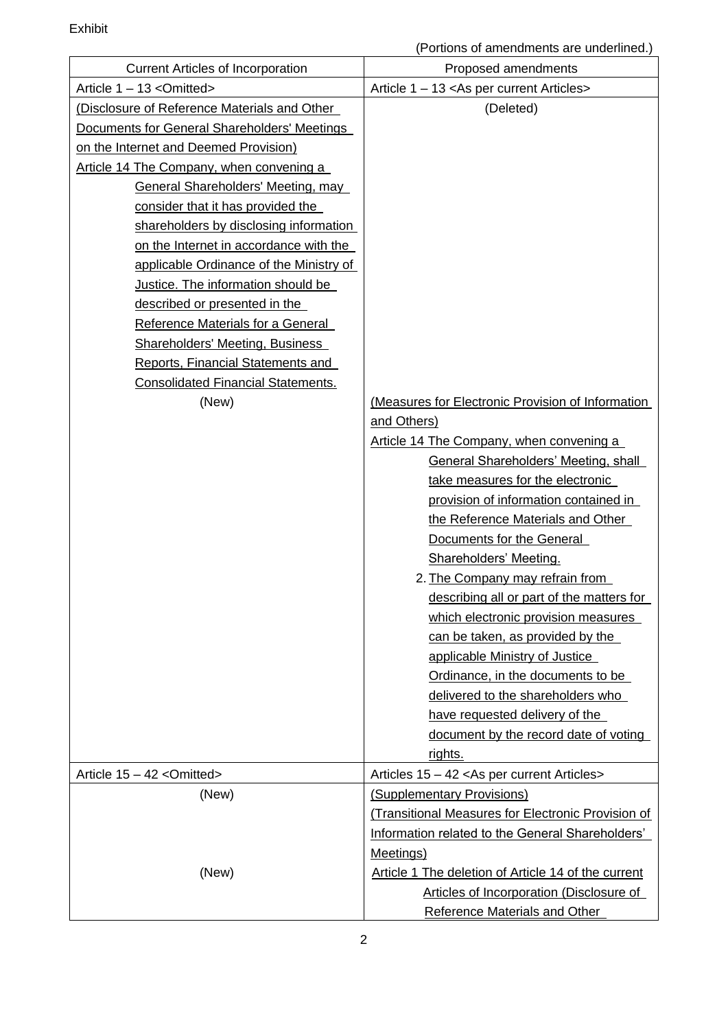Exhibit

(Portions of amendments are underlined.)

| Current Articles of Incorporation | Proposed amendments |
| --- | --- |
| Article 1 – 13 <Omitted> | Article 1 – 13 <As per current Articles> |
| (Disclosure of Reference Materials and Other Documents for General Shareholders' Meetings on the Internet and Deemed Provision)<br>Article 14 The Company, when convening a General Shareholders' Meeting, may consider that it has provided the shareholders by disclosing information on the Internet in accordance with the applicable Ordinance of the Ministry of Justice. The information should be described or presented in the Reference Materials for a General Shareholders' Meeting, Business Reports, Financial Statements and Consolidated Financial Statements. | (Deleted) |
| (New) | (Measures for Electronic Provision of Information and Others)<br>Article 14 The Company, when convening a General Shareholders' Meeting, shall take measures for the electronic provision of information contained in the Reference Materials and Other Documents for the General Shareholders' Meeting.<br>2. The Company may refrain from describing all or part of the matters for which electronic provision measures can be taken, as provided by the applicable Ministry of Justice Ordinance, in the documents to be delivered to the shareholders who have requested delivery of the document by the record date of voting rights. |
| Article 15 – 42 <Omitted> | Articles 15 – 42 <As per current Articles> |
| (New) | (Supplementary Provisions)<br>(Transitional Measures for Electronic Provision of Information related to the General Shareholders' Meetings) |
| (New) | Article 1 The deletion of Article 14 of the current Articles of Incorporation (Disclosure of Reference Materials and Other |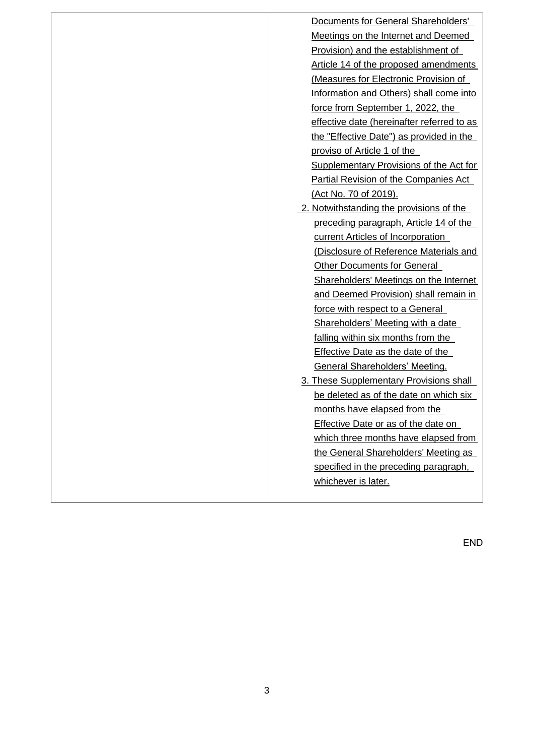| | |
|---|---|
| | Documents for General Shareholders' Meetings on the Internet and Deemed Provision) and the establishment of Article 14 of the proposed amendments (Measures for Electronic Provision of Information and Others) shall come into force from September 1, 2022, the effective date (hereinafter referred to as the "Effective Date") as provided in the proviso of Article 1 of the Supplementary Provisions of the Act for Partial Revision of the Companies Act (Act No. 70 of 2019).<br>2. Notwithstanding the provisions of the preceding paragraph, Article 14 of the current Articles of Incorporation (Disclosure of Reference Materials and Other Documents for General Shareholders' Meetings on the Internet and Deemed Provision) shall remain in force with respect to a General Shareholders' Meeting with a date falling within six months from the Effective Date as the date of the General Shareholders' Meeting.<br>3. These Supplementary Provisions shall be deleted as of the date on which six months have elapsed from the Effective Date or as of the date on which three months have elapsed from the General Shareholders' Meeting as specified in the preceding paragraph, whichever is later. |

END